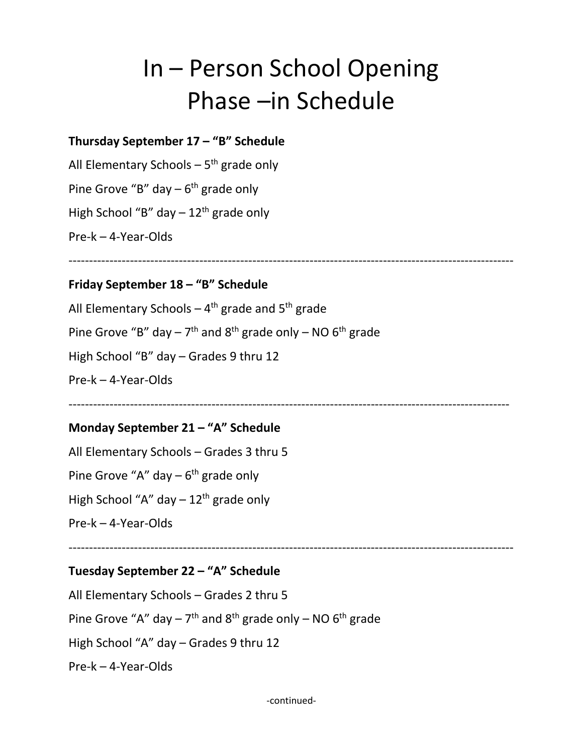# In – Person School Opening
# Phase –in Schedule

**Thursday September 17 – "B" Schedule**

All Elementary Schools – 5th grade only

Pine Grove "B" day – 6th grade only

High School "B" day – 12th grade only

Pre-k – 4-Year-Olds

---

**Friday September 18 – "B" Schedule**

All Elementary Schools – 4th grade and 5th grade

Pine Grove "B" day – 7th and 8th grade only – NO 6th grade

High School "B" day – Grades 9 thru 12

Pre-k – 4-Year-Olds

---

**Monday September 21 – "A" Schedule**

All Elementary Schools – Grades 3 thru 5

Pine Grove "A" day – 6th grade only

High School "A" day – 12th grade only

Pre-k – 4-Year-Olds

---

**Tuesday September 22 – "A" Schedule**

All Elementary Schools – Grades 2 thru 5

Pine Grove "A" day – 7th and 8th grade only – NO 6th grade

High School "A" day – Grades 9 thru 12

Pre-k – 4-Year-Olds

-continued-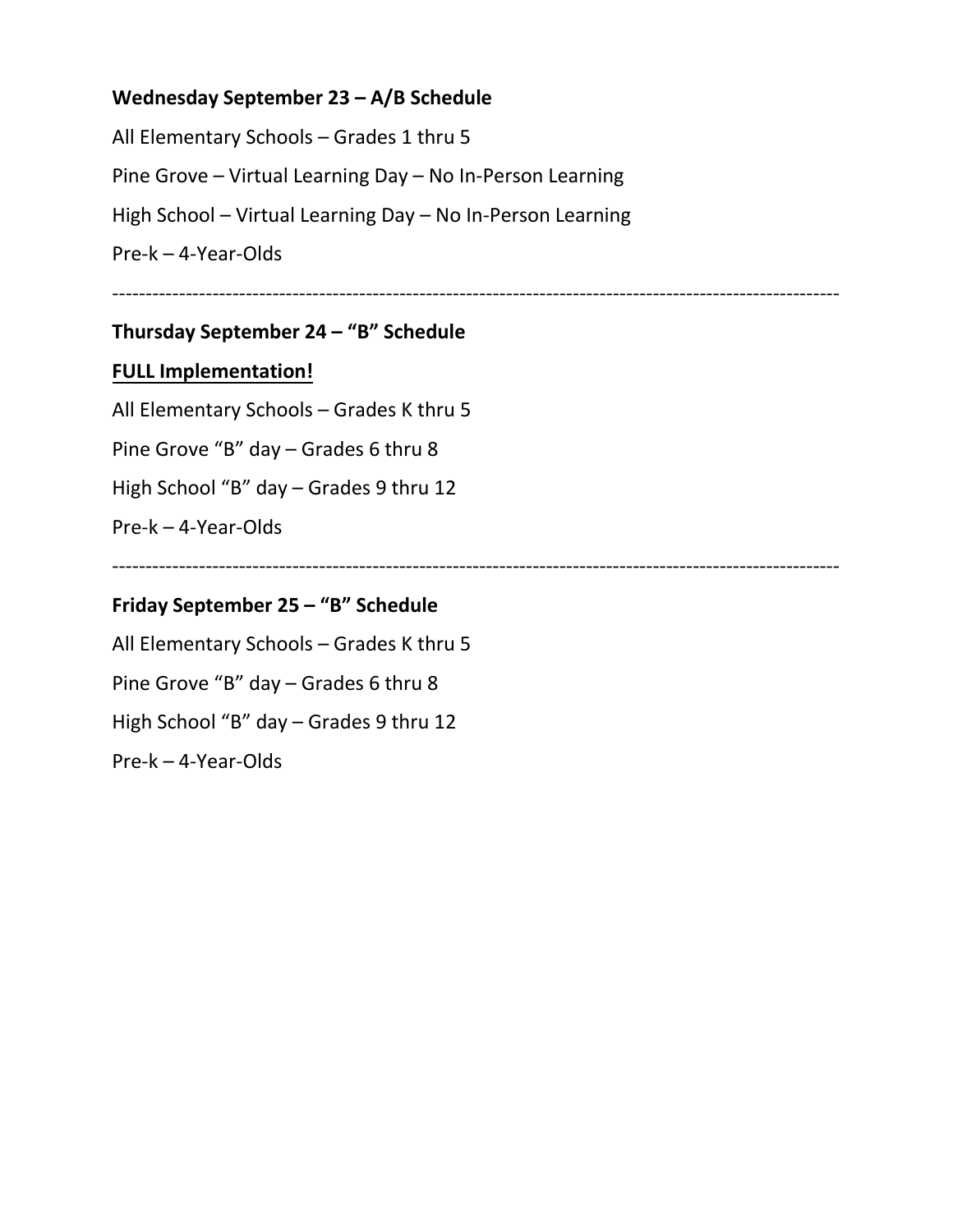**Wednesday September 23 – A/B Schedule**

All Elementary Schools – Grades 1 thru 5

Pine Grove – Virtual Learning Day – No In-Person Learning

High School – Virtual Learning Day – No In-Person Learning

Pre-k – 4-Year-Olds

---

**Thursday September 24 – "B" Schedule**

**<u>FULL Implementation!</u>**

All Elementary Schools – Grades K thru 5

Pine Grove "B" day – Grades 6 thru 8

High School "B" day – Grades 9 thru 12

Pre-k – 4-Year-Olds

---

**Friday September 25 – "B" Schedule**

All Elementary Schools – Grades K thru 5

Pine Grove "B" day – Grades 6 thru 8

High School "B" day – Grades 9 thru 12

Pre-k – 4-Year-Olds